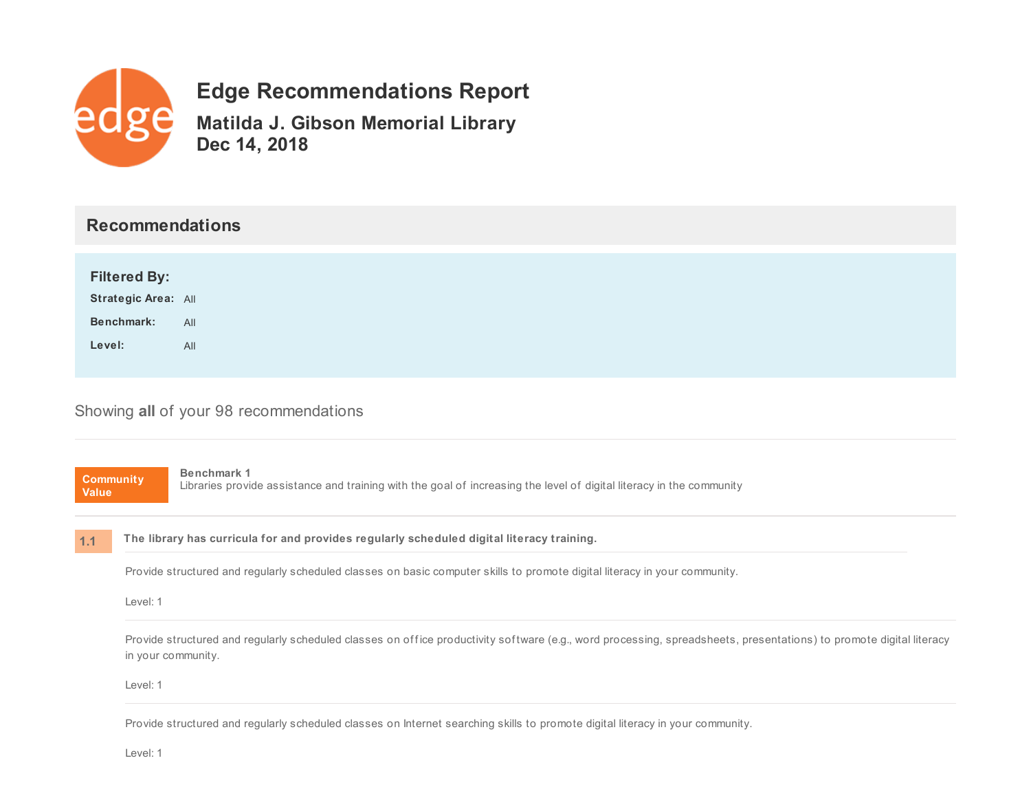# Edge Recommendations Report

## Matilda J. Gibson Memorial Library
## Dec 14, 2018

## Recommendations

**Filtered By:**

**Strategic Area:** All

**Benchmark:** All

**Level:** All

Showing **all** of your 98 recommendations

**Community Value**

**Benchmark 1**
Libraries provide assistance and training with the goal of increasing the level of digital literacy in the community

### 1.1 The library has curricula for and provides regularly scheduled digital literacy training.

Provide structured and regularly scheduled classes on basic computer skills to promote digital literacy in your community.

Level: 1

Provide structured and regularly scheduled classes on office productivity software (e.g., word processing, spreadsheets, presentations) to promote digital literacy in your community.

Level: 1

Provide structured and regularly scheduled classes on Internet searching skills to promote digital literacy in your community.

Level: 1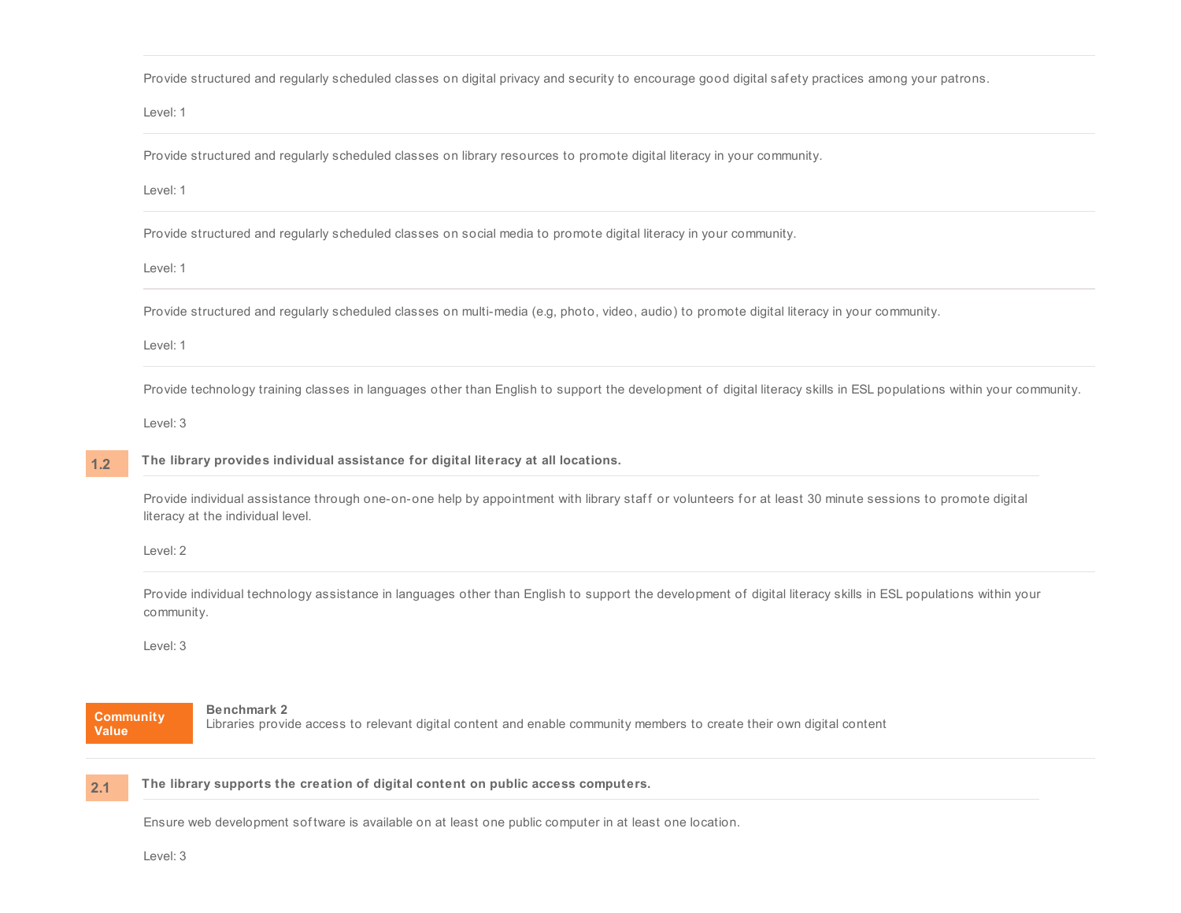Provide structured and regularly scheduled classes on digital privacy and security to encourage good digital safety practices among your patrons.

Level: 1

Provide structured and regularly scheduled classes on library resources to promote digital literacy in your community.

Level: 1

Provide structured and regularly scheduled classes on social media to promote digital literacy in your community.

Level: 1

Provide structured and regularly scheduled classes on multi-media (e.g, photo, video, audio) to promote digital literacy in your community.

Level: 1

Provide technology training classes in languages other than English to support the development of digital literacy skills in ESL populations within your community.

Level: 3

### 1.2 The library provides individual assistance for digital literacy at all locations.

Provide individual assistance through one-on-one help by appointment with library staff or volunteers for at least 30 minute sessions to promote digital literacy at the individual level.

Level: 2

Provide individual technology assistance in languages other than English to support the development of digital literacy skills in ESL populations within your community.

Level: 3

## Community Value

**Benchmark 2**
Libraries provide access to relevant digital content and enable community members to create their own digital content

### 2.1 The library supports the creation of digital content on public access computers.

Ensure web development software is available on at least one public computer in at least one location.

Level: 3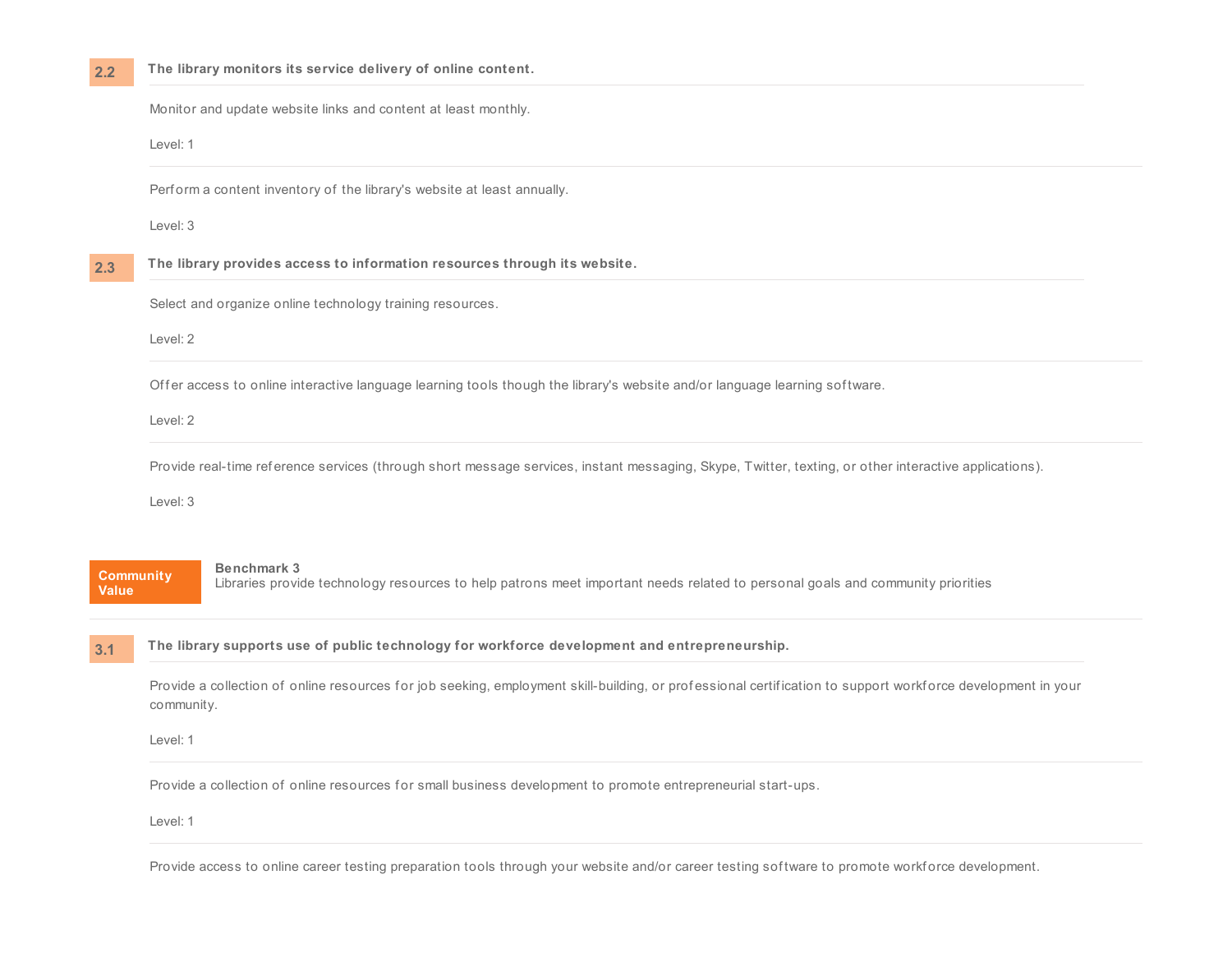### 2.2 The library monitors its service delivery of online content.

Monitor and update website links and content at least monthly.

Level: 1

Perform a content inventory of the library's website at least annually.

Level: 3

### 2.3 The library provides access to information resources through its website.

Select and organize online technology training resources.

Level: 2

Offer access to online interactive language learning tools though the library's website and/or language learning software.

Level: 2

Provide real-time reference services (through short message services, instant messaging, Skype, Twitter, texting, or other interactive applications).

Level: 3

## Community Value

**Benchmark 3**
Libraries provide technology resources to help patrons meet important needs related to personal goals and community priorities

### 3.1 The library supports use of public technology for workforce development and entrepreneurship.

Provide a collection of online resources for job seeking, employment skill-building, or professional certification to support workforce development in your community.

Level: 1

Provide a collection of online resources for small business development to promote entrepreneurial start-ups.

Level: 1

Provide access to online career testing preparation tools through your website and/or career testing software to promote workforce development.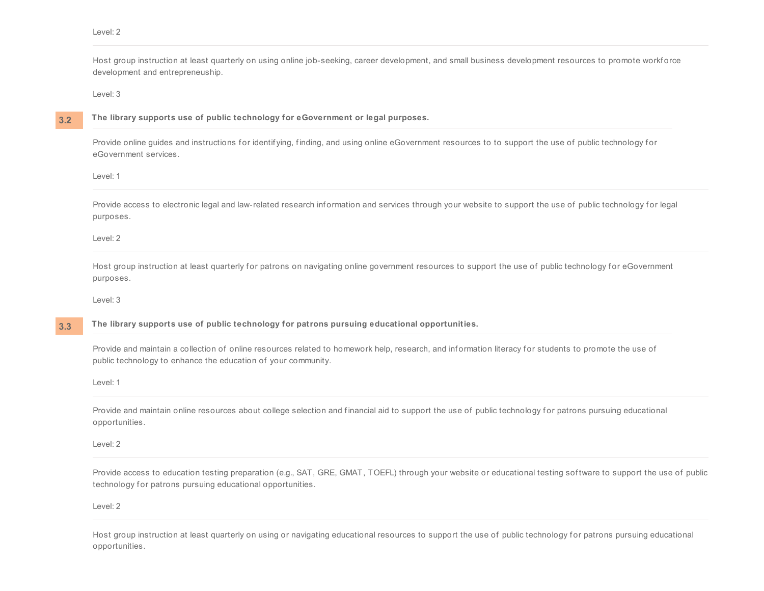Level: 2

---

Host group instruction at least quarterly on using online job-seeking, career development, and small business development resources to promote workforce development and entrepreneuship.

Level: 3

### 3.2 The library supports use of public technology for eGovernment or legal purposes.

Provide online guides and instructions for identifying, finding, and using online eGovernment resources to to support the use of public technology for eGovernment services.

Level: 1

---

Provide access to electronic legal and law-related research information and services through your website to support the use of public technology for legal purposes.

Level: 2

---

Host group instruction at least quarterly for patrons on navigating online government resources to support the use of public technology for eGovernment purposes.

Level: 3

### 3.3 The library supports use of public technology for patrons pursuing educational opportunities.

Provide and maintain a collection of online resources related to homework help, research, and information literacy for students to promote the use of public technology to enhance the education of your community.

Level: 1

---

Provide and maintain online resources about college selection and financial aid to support the use of public technology for patrons pursuing educational opportunities.

Level: 2

---

Provide access to education testing preparation (e.g., SAT, GRE, GMAT, TOEFL) through your website or educational testing software to support the use of public technology for patrons pursuing educational opportunities.

Level: 2

---

Host group instruction at least quarterly on using or navigating educational resources to support the use of public technology for patrons pursuing educational opportunities.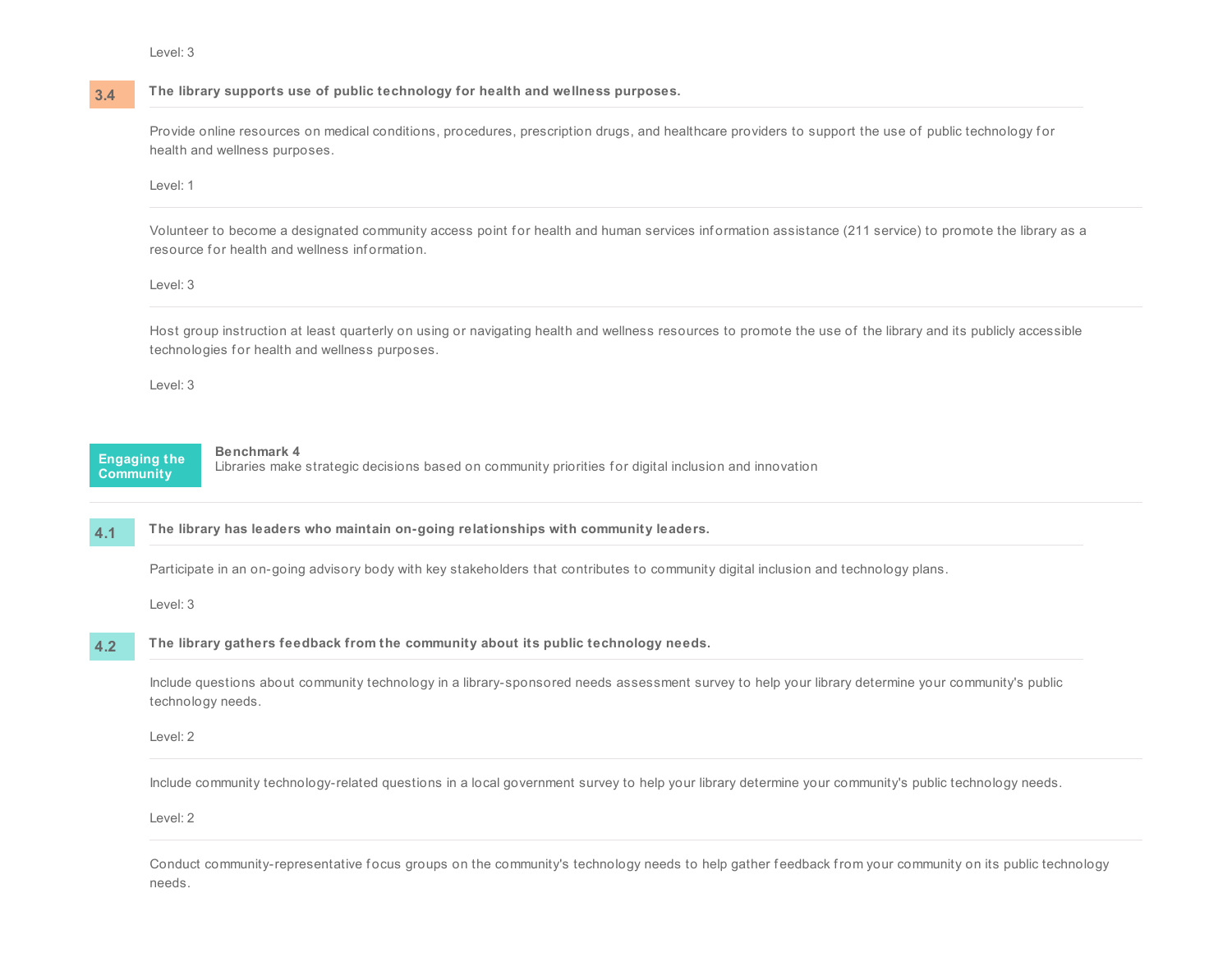Level: 3

### 3.4 The library supports use of public technology for health and wellness purposes.

Provide online resources on medical conditions, procedures, prescription drugs, and healthcare providers to support the use of public technology for health and wellness purposes.

Level: 1

Volunteer to become a designated community access point for health and human services information assistance (211 service) to promote the library as a resource for health and wellness information.

Level: 3

Host group instruction at least quarterly on using or navigating health and wellness resources to promote the use of the library and its publicly accessible technologies for health and wellness purposes.

Level: 3

## Engaging the Community

**Benchmark 4**
Libraries make strategic decisions based on community priorities for digital inclusion and innovation

### 4.1 The library has leaders who maintain on-going relationships with community leaders.

Participate in an on-going advisory body with key stakeholders that contributes to community digital inclusion and technology plans.

Level: 3

### 4.2 The library gathers feedback from the community about its public technology needs.

Include questions about community technology in a library-sponsored needs assessment survey to help your library determine your community's public technology needs.

Level: 2

Include community technology-related questions in a local government survey to help your library determine your community's public technology needs.

Level: 2

Conduct community-representative focus groups on the community's technology needs to help gather feedback from your community on its public technology needs.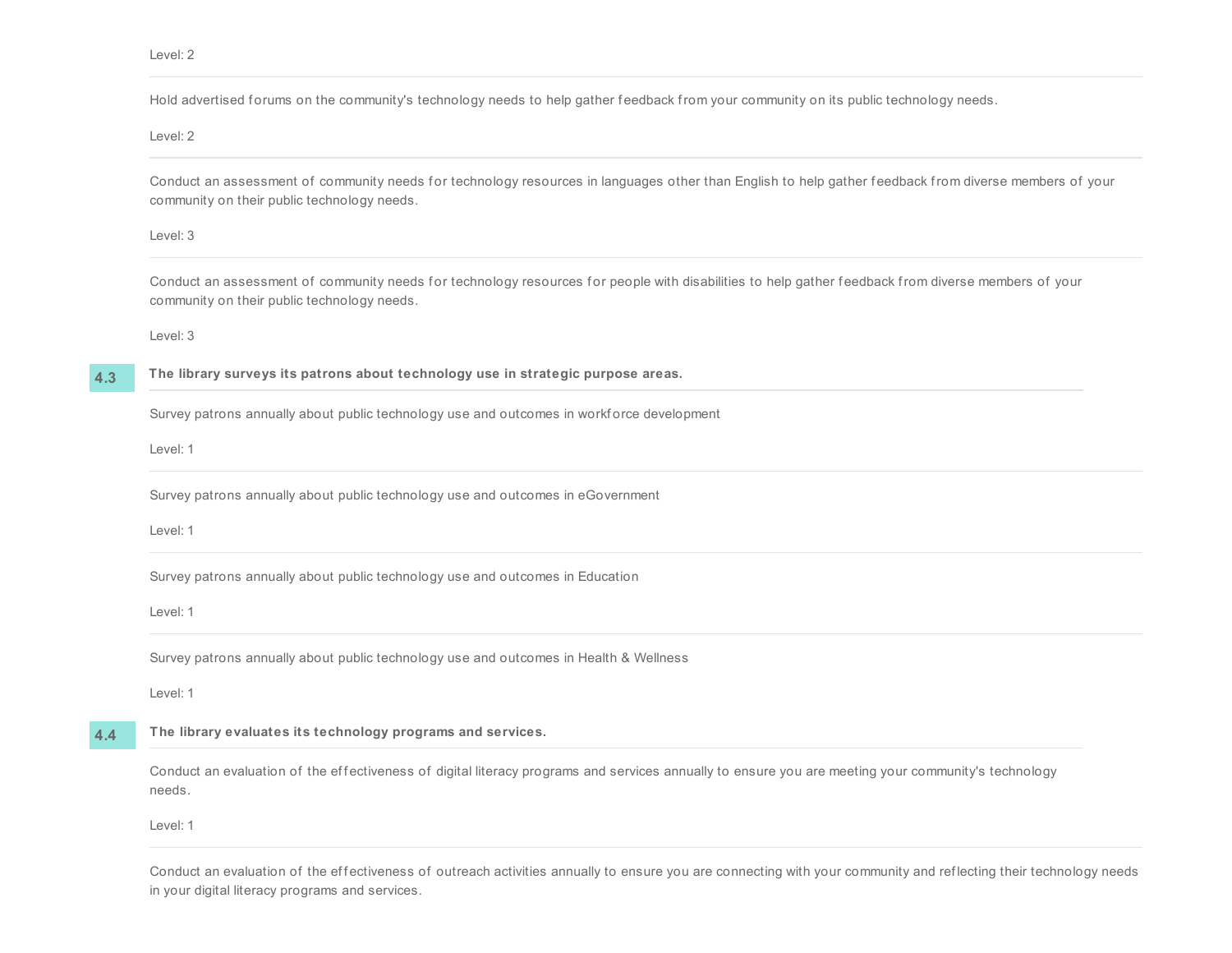Level: 2

---

Hold advertised forums on the community's technology needs to help gather feedback from your community on its public technology needs.

Level: 2

---

Conduct an assessment of community needs for technology resources in languages other than English to help gather feedback from diverse members of your community on their public technology needs.

Level: 3

---

Conduct an assessment of community needs for technology resources for people with disabilities to help gather feedback from diverse members of your community on their public technology needs.

Level: 3

### 4.3 The library surveys its patrons about technology use in strategic purpose areas.

Survey patrons annually about public technology use and outcomes in workforce development

Level: 1

---

Survey patrons annually about public technology use and outcomes in eGovernment

Level: 1

---

Survey patrons annually about public technology use and outcomes in Education

Level: 1

---

Survey patrons annually about public technology use and outcomes in Health & Wellness

Level: 1

### 4.4 The library evaluates its technology programs and services.

Conduct an evaluation of the effectiveness of digital literacy programs and services annually to ensure you are meeting your community's technology needs.

Level: 1

---

Conduct an evaluation of the effectiveness of outreach activities annually to ensure you are connecting with your community and reflecting their technology needs in your digital literacy programs and services.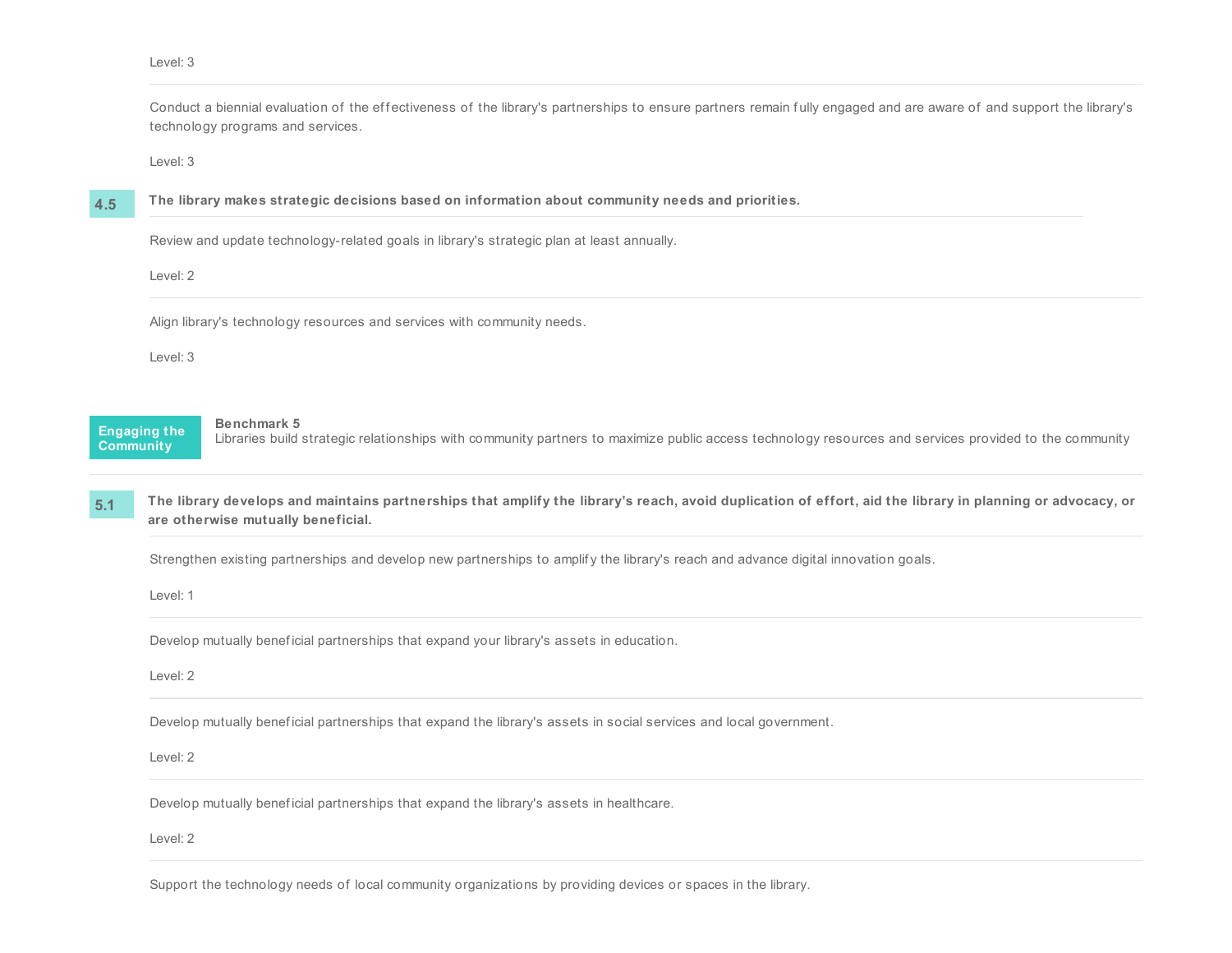Level: 3

---

Conduct a biennial evaluation of the effectiveness of the library's partnerships to ensure partners remain fully engaged and are aware of and support the library's technology programs and services.

Level: 3

### 4.5 The library makes strategic decisions based on information about community needs and priorities.

Review and update technology-related goals in library's strategic plan at least annually.

Level: 2

---

Align library's technology resources and services with community needs.

Level: 3

## Engaging the Community

**Benchmark 5**
Libraries build strategic relationships with community partners to maximize public access technology resources and services provided to the community

---

### 5.1 The library develops and maintains partnerships that amplify the library's reach, avoid duplication of effort, aid the library in planning or advocacy, or are otherwise mutually beneficial.

Strengthen existing partnerships and develop new partnerships to amplify the library's reach and advance digital innovation goals.

Level: 1

---

Develop mutually beneficial partnerships that expand your library's assets in education.

Level: 2

---

Develop mutually beneficial partnerships that expand the library's assets in social services and local government.

Level: 2

---

Develop mutually beneficial partnerships that expand the library's assets in healthcare.

Level: 2

---

Support the technology needs of local community organizations by providing devices or spaces in the library.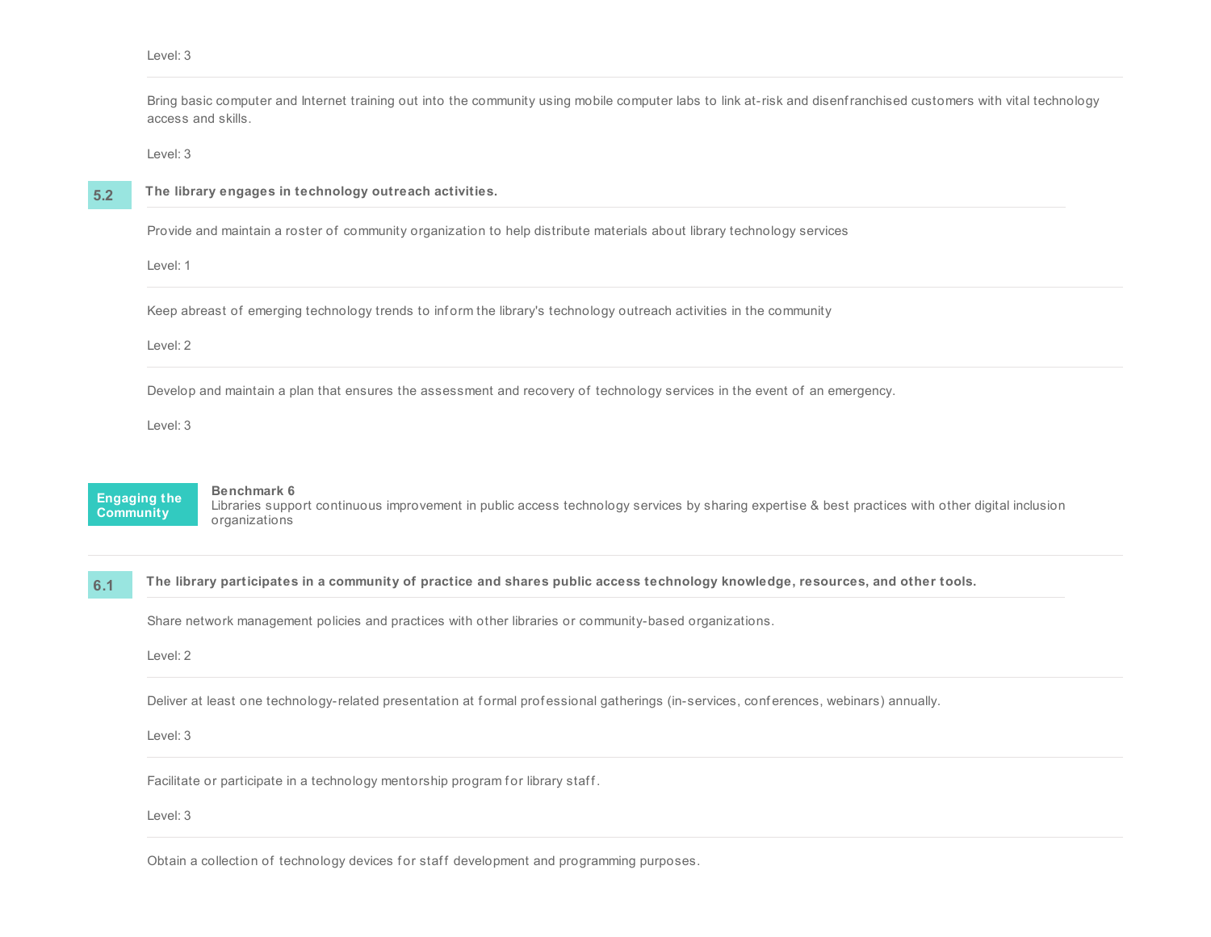Level: 3

Bring basic computer and Internet training out into the community using mobile computer labs to link at-risk and disenfranchised customers with vital technology access and skills.

Level: 3

### 5.2 The library engages in technology outreach activities.

Provide and maintain a roster of community organization to help distribute materials about library technology services

Level: 1

Keep abreast of emerging technology trends to inform the library's technology outreach activities in the community

Level: 2

Develop and maintain a plan that ensures the assessment and recovery of technology services in the event of an emergency.

Level: 3

## Engaging the Community

**Benchmark 6**
Libraries support continuous improvement in public access technology services by sharing expertise & best practices with other digital inclusion organizations

### 6.1 The library participates in a community of practice and shares public access technology knowledge, resources, and other tools.

Share network management policies and practices with other libraries or community-based organizations.

Level: 2

Deliver at least one technology-related presentation at formal professional gatherings (in-services, conferences, webinars) annually.

Level: 3

Facilitate or participate in a technology mentorship program for library staff.

Level: 3

Obtain a collection of technology devices for staff development and programming purposes.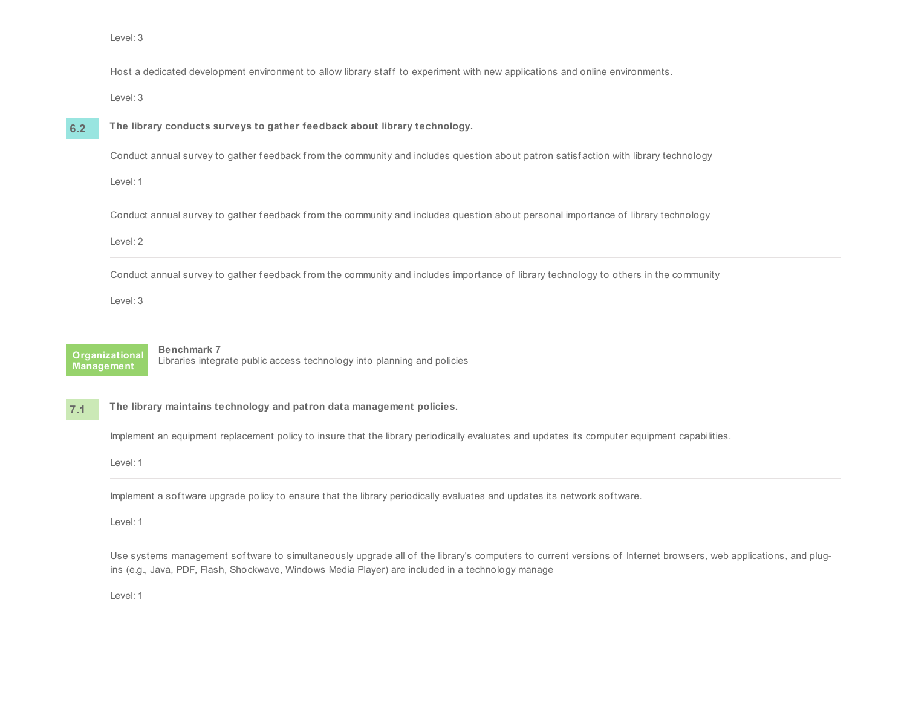Level: 3

---

Host a dedicated development environment to allow library staff to experiment with new applications and online environments.

Level: 3

### 6.2 The library conducts surveys to gather feedback about library technology.

Conduct annual survey to gather feedback from the community and includes question about patron satisfaction with library technology

Level: 1

---

Conduct annual survey to gather feedback from the community and includes question about personal importance of library technology

Level: 2

---

Conduct annual survey to gather feedback from the community and includes importance of library technology to others in the community

Level: 3

## Organizational Management

**Benchmark 7**
Libraries integrate public access technology into planning and policies

### 7.1 The library maintains technology and patron data management policies.

Implement an equipment replacement policy to insure that the library periodically evaluates and updates its computer equipment capabilities.

Level: 1

---

Implement a software upgrade policy to ensure that the library periodically evaluates and updates its network software.

Level: 1

---

Use systems management software to simultaneously upgrade all of the library's computers to current versions of Internet browsers, web applications, and plug-ins (e.g., Java, PDF, Flash, Shockwave, Windows Media Player) are included in a technology manage

Level: 1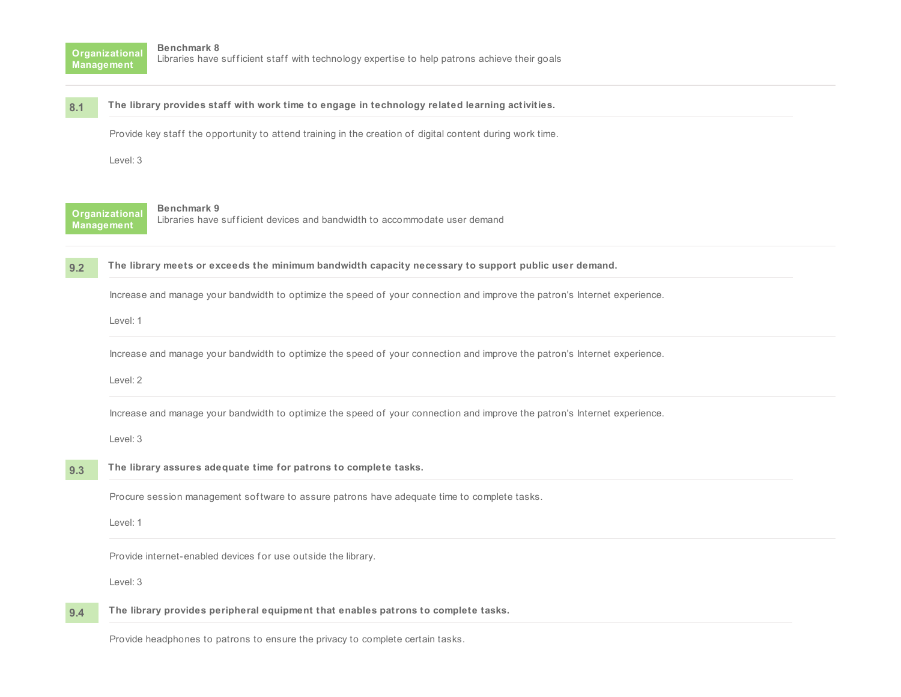**Organizational Management**

## Benchmark 8

Libraries have sufficient staff with technology expertise to help patrons achieve their goals

### 8.1 The library provides staff with work time to engage in technology related learning activities.

Provide key staff the opportunity to attend training in the creation of digital content during work time.

Level: 3

**Organizational Management**

## Benchmark 9

Libraries have sufficient devices and bandwidth to accommodate user demand

### 9.2 The library meets or exceeds the minimum bandwidth capacity necessary to support public user demand.

Increase and manage your bandwidth to optimize the speed of your connection and improve the patron's Internet experience.

Level: 1

Increase and manage your bandwidth to optimize the speed of your connection and improve the patron's Internet experience.

Level: 2

Increase and manage your bandwidth to optimize the speed of your connection and improve the patron's Internet experience.

Level: 3

### 9.3 The library assures adequate time for patrons to complete tasks.

Procure session management software to assure patrons have adequate time to complete tasks.

Level: 1

Provide internet-enabled devices for use outside the library.

Level: 3

### 9.4 The library provides peripheral equipment that enables patrons to complete tasks.

Provide headphones to patrons to ensure the privacy to complete certain tasks.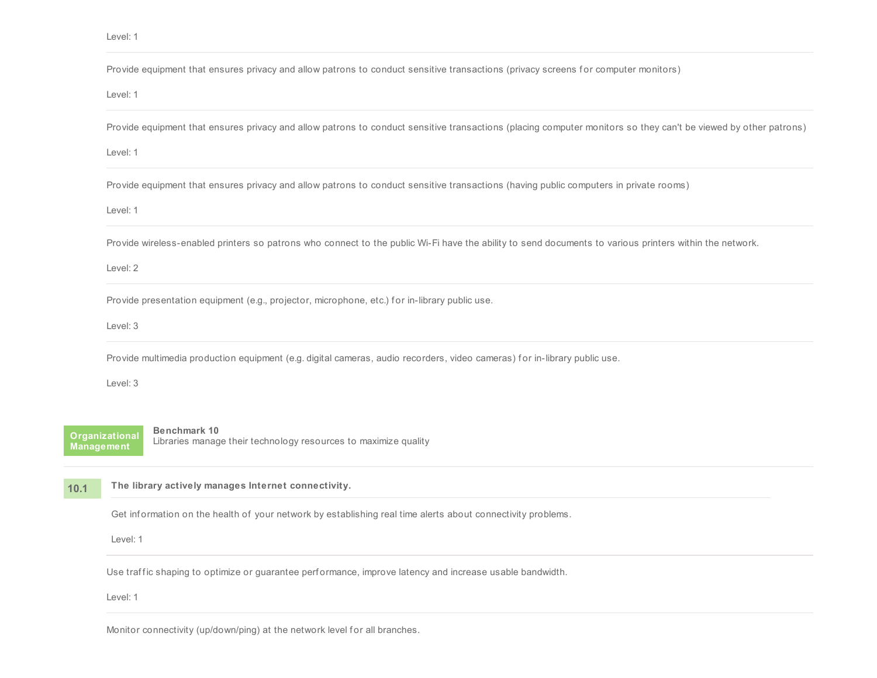Level: 1

---

Provide equipment that ensures privacy and allow patrons to conduct sensitive transactions (privacy screens for computer monitors)

Level: 1

---

Provide equipment that ensures privacy and allow patrons to conduct sensitive transactions (placing computer monitors so they can't be viewed by other patrons)

Level: 1

---

Provide equipment that ensures privacy and allow patrons to conduct sensitive transactions (having public computers in private rooms)

Level: 1

---

Provide wireless-enabled printers so patrons who connect to the public Wi-Fi have the ability to send documents to various printers within the network.

Level: 2

---

Provide presentation equipment (e.g., projector, microphone, etc.) for in-library public use.

Level: 3

---

Provide multimedia production equipment (e.g. digital cameras, audio recorders, video cameras) for in-library public use.

Level: 3

## Organizational Management

**Benchmark 10**
Libraries manage their technology resources to maximize quality

### 10.1 The library actively manages Internet connectivity.

Get information on the health of your network by establishing real time alerts about connectivity problems.

Level: 1

---

Use traffic shaping to optimize or guarantee performance, improve latency and increase usable bandwidth.

Level: 1

---

Monitor connectivity (up/down/ping) at the network level for all branches.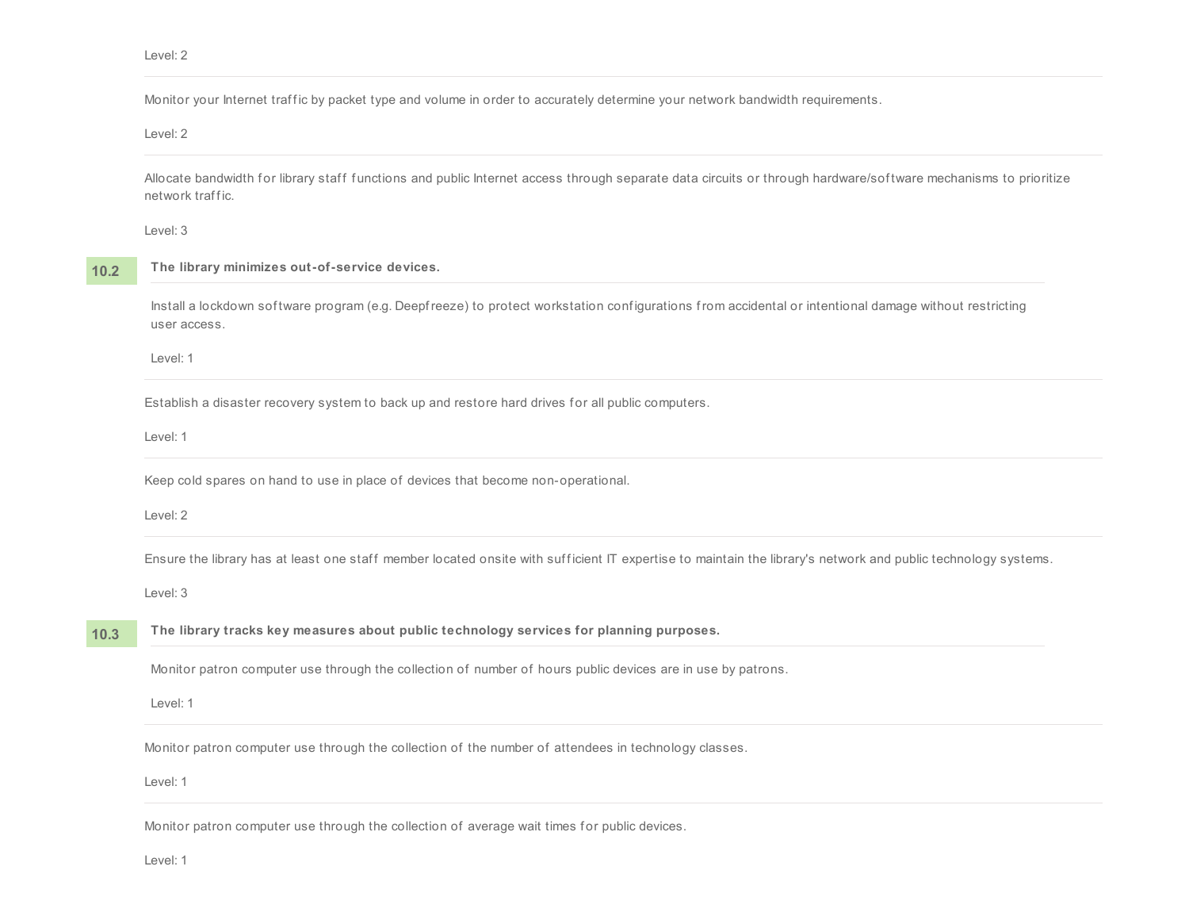Level: 2

Monitor your Internet traffic by packet type and volume in order to accurately determine your network bandwidth requirements.

Level: 2

Allocate bandwidth for library staff functions and public Internet access through separate data circuits or through hardware/software mechanisms to prioritize network traffic.

Level: 3

### 10.2 The library minimizes out-of-service devices.

Install a lockdown software program (e.g. Deepfreeze) to protect workstation configurations from accidental or intentional damage without restricting user access.

Level: 1

Establish a disaster recovery system to back up and restore hard drives for all public computers.

Level: 1

Keep cold spares on hand to use in place of devices that become non-operational.

Level: 2

Ensure the library has at least one staff member located onsite with sufficient IT expertise to maintain the library's network and public technology systems.

Level: 3

### 10.3 The library tracks key measures about public technology services for planning purposes.

Monitor patron computer use through the collection of number of hours public devices are in use by patrons.

Level: 1

Monitor patron computer use through the collection of the number of attendees in technology classes.

Level: 1

Monitor patron computer use through the collection of average wait times for public devices.

Level: 1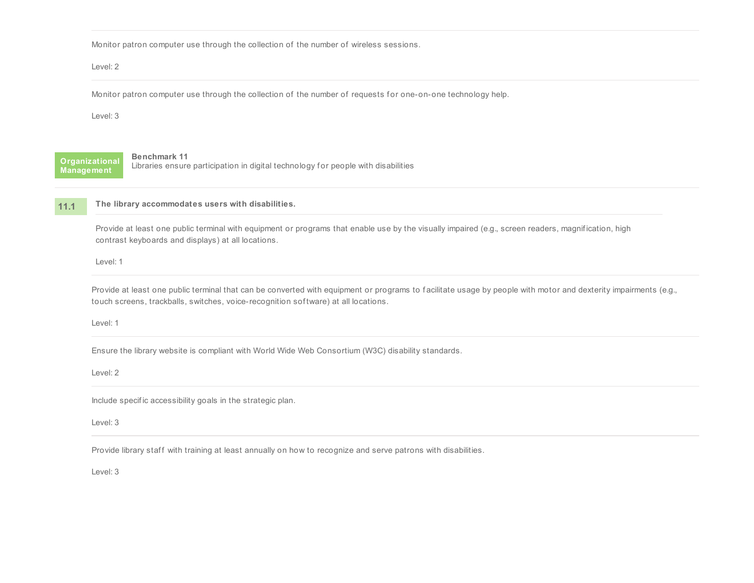Monitor patron computer use through the collection of the number of wireless sessions.

Level: 2

Monitor patron computer use through the collection of the number of requests for one-on-one technology help.

Level: 3

**Organizational Management**

**Benchmark 11**
Libraries ensure participation in digital technology for people with disabilities

**11.1** **The library accommodates users with disabilities.**

Provide at least one public terminal with equipment or programs that enable use by the visually impaired (e.g., screen readers, magnification, high contrast keyboards and displays) at all locations.

Level: 1

Provide at least one public terminal that can be converted with equipment or programs to facilitate usage by people with motor and dexterity impairments (e.g., touch screens, trackballs, switches, voice-recognition software) at all locations.

Level: 1

Ensure the library website is compliant with World Wide Web Consortium (W3C) disability standards.

Level: 2

Include specific accessibility goals in the strategic plan.

Level: 3

Provide library staff with training at least annually on how to recognize and serve patrons with disabilities.

Level: 3